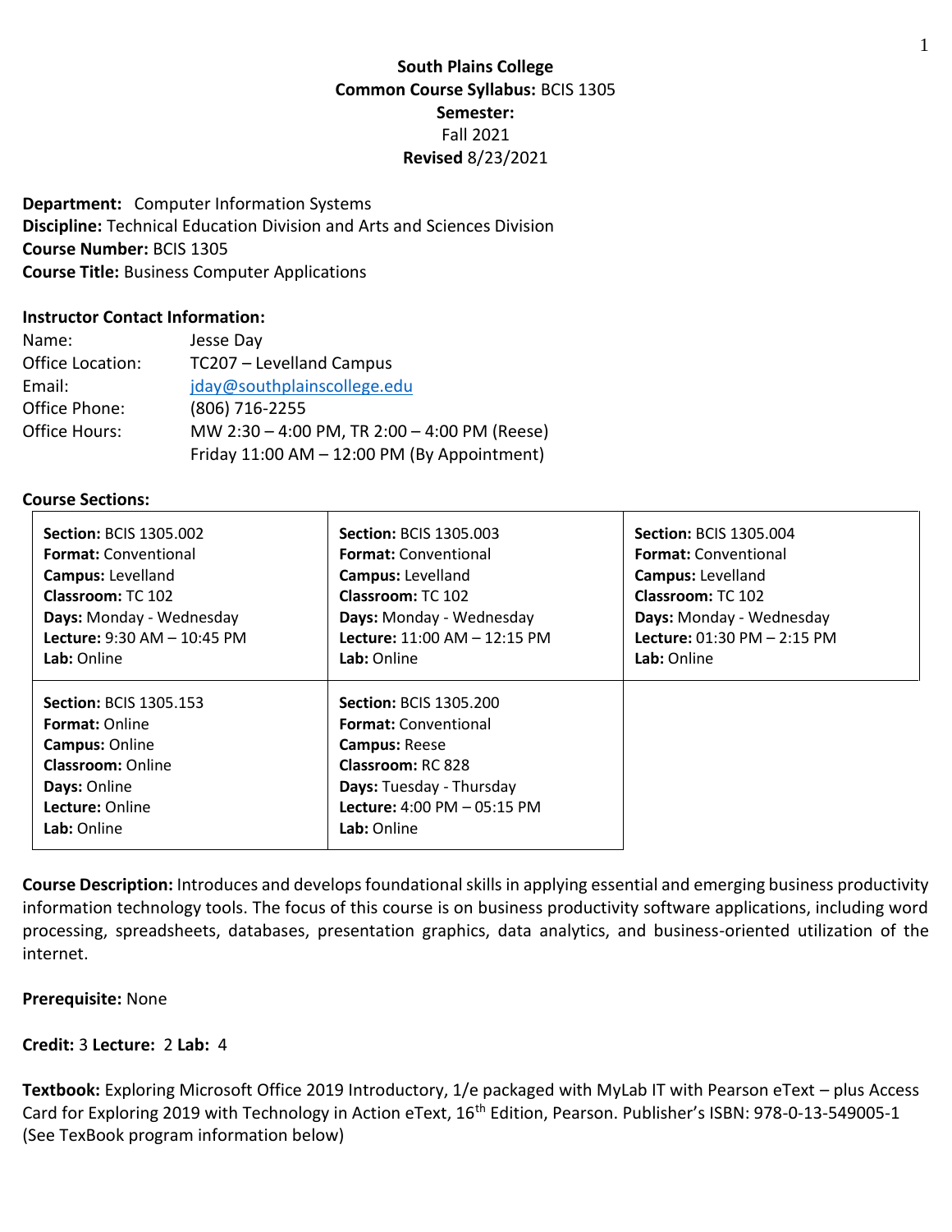**South Plains College**
**Common Course Syllabus:** BCIS 1305
**Semester:**
Fall 2021
**Revised** 8/23/2021

**Department:** Computer Information Systems
**Discipline:** Technical Education Division and Arts and Sciences Division
**Course Number:** BCIS 1305
**Course Title:** Business Computer Applications

**Instructor Contact Information:**

| | |
|---|---|
| Name: | Jesse Day |
| Office Location: | TC207 – Levelland Campus |
| Email: | jday@southplainscollege.edu |
| Office Phone: | (806) 716-2255 |
| Office Hours: | MW 2:30 – 4:00 PM, TR 2:00 – 4:00 PM (Reese) |
| | Friday 11:00 AM – 12:00 PM (By Appointment) |

**Course Sections:**

| | | |
|---|---|---|
| **Section:** BCIS 1305.002<br>**Format:** Conventional<br>**Campus:** Levelland<br>**Classroom:** TC 102<br>**Days:** Monday - Wednesday<br>**Lecture:** 9:30 AM – 10:45 PM<br>**Lab:** Online | **Section:** BCIS 1305.003<br>**Format:** Conventional<br>**Campus:** Levelland<br>**Classroom:** TC 102<br>**Days:** Monday - Wednesday<br>**Lecture:** 11:00 AM – 12:15 PM<br>**Lab:** Online | **Section:** BCIS 1305.004<br>**Format:** Conventional<br>**Campus:** Levelland<br>**Classroom:** TC 102<br>**Days:** Monday - Wednesday<br>**Lecture:** 01:30 PM – 2:15 PM<br>**Lab:** Online |
| **Section:** BCIS 1305.153<br>**Format:** Online<br>**Campus:** Online<br>**Classroom:** Online<br>**Days:** Online<br>**Lecture:** Online<br>**Lab:** Online | **Section:** BCIS 1305.200<br>**Format:** Conventional<br>**Campus:** Reese<br>**Classroom:** RC 828<br>**Days:** Tuesday - Thursday<br>**Lecture:** 4:00 PM – 05:15 PM<br>**Lab:** Online | |

**Course Description:** Introduces and develops foundational skills in applying essential and emerging business productivity information technology tools. The focus of this course is on business productivity software applications, including word processing, spreadsheets, databases, presentation graphics, data analytics, and business-oriented utilization of the internet.

**Prerequisite:** None

**Credit:** 3 **Lecture:** 2 **Lab:** 4

**Textbook:** Exploring Microsoft Office 2019 Introductory, 1/e packaged with MyLab IT with Pearson eText – plus Access Card for Exploring 2019 with Technology in Action eText, 16th Edition, Pearson. Publisher's ISBN: 978-0-13-549005-1 (See TexBook program information below)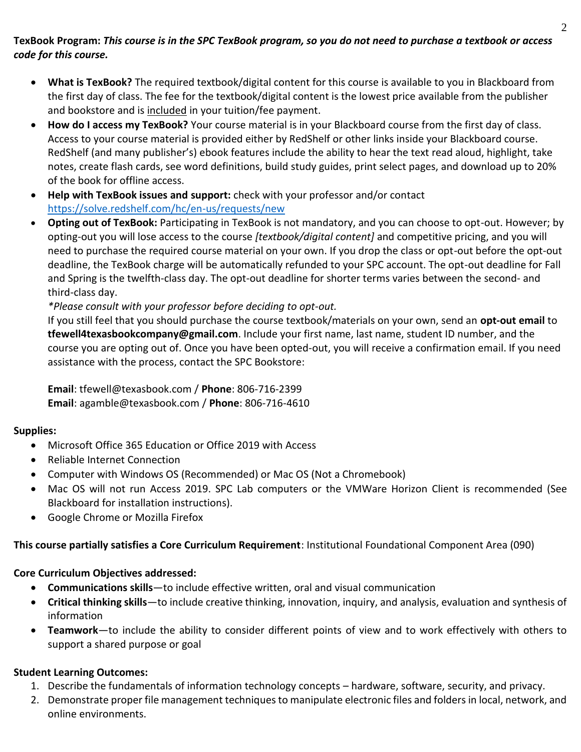**TexBook Program:** ***This course is in the SPC TexBook program, so you do not need to purchase a textbook or access code for this course.***

- **What is TexBook?** The required textbook/digital content for this course is available to you in Blackboard from the first day of class. The fee for the textbook/digital content is the lowest price available from the publisher and bookstore and is included in your tuition/fee payment.
- **How do I access my TexBook?** Your course material is in your Blackboard course from the first day of class. Access to your course material is provided either by RedShelf or other links inside your Blackboard course. RedShelf (and many publisher's) ebook features include the ability to hear the text read aloud, highlight, take notes, create flash cards, see word definitions, build study guides, print select pages, and download up to 20% of the book for offline access.
- **Help with TexBook issues and support:** check with your professor and/or contact https://solve.redshelf.com/hc/en-us/requests/new
- **Opting out of TexBook:** Participating in TexBook is not mandatory, and you can choose to opt-out. However; by opting-out you will lose access to the course *[textbook/digital content]* and competitive pricing, and you will need to purchase the required course material on your own. If you drop the class or opt-out before the opt-out deadline, the TexBook charge will be automatically refunded to your SPC account. The opt-out deadline for Fall and Spring is the twelfth-class day. The opt-out deadline for shorter terms varies between the second- and third-class day.

  *\*Please consult with your professor before deciding to opt-out.*

  If you still feel that you should purchase the course textbook/materials on your own, send an **opt-out email** to **tfewell4texasbookcompany@gmail.com**. Include your first name, last name, student ID number, and the course you are opting out of. Once you have been opted-out, you will receive a confirmation email. If you need assistance with the process, contact the SPC Bookstore:

  **Email**: tfewell@texasbook.com / **Phone**: 806-716-2399
  **Email**: agamble@texasbook.com / **Phone**: 806-716-4610

**Supplies:**

- Microsoft Office 365 Education or Office 2019 with Access
- Reliable Internet Connection
- Computer with Windows OS (Recommended) or Mac OS (Not a Chromebook)
- Mac OS will not run Access 2019. SPC Lab computers or the VMWare Horizon Client is recommended (See Blackboard for installation instructions).
- Google Chrome or Mozilla Firefox

**This course partially satisfies a Core Curriculum Requirement**: Institutional Foundational Component Area (090)

**Core Curriculum Objectives addressed:**

- **Communications skills**—to include effective written, oral and visual communication
- **Critical thinking skills**—to include creative thinking, innovation, inquiry, and analysis, evaluation and synthesis of information
- **Teamwork**—to include the ability to consider different points of view and to work effectively with others to support a shared purpose or goal

**Student Learning Outcomes:**

1. Describe the fundamentals of information technology concepts – hardware, software, security, and privacy.
2. Demonstrate proper file management techniques to manipulate electronic files and folders in local, network, and online environments.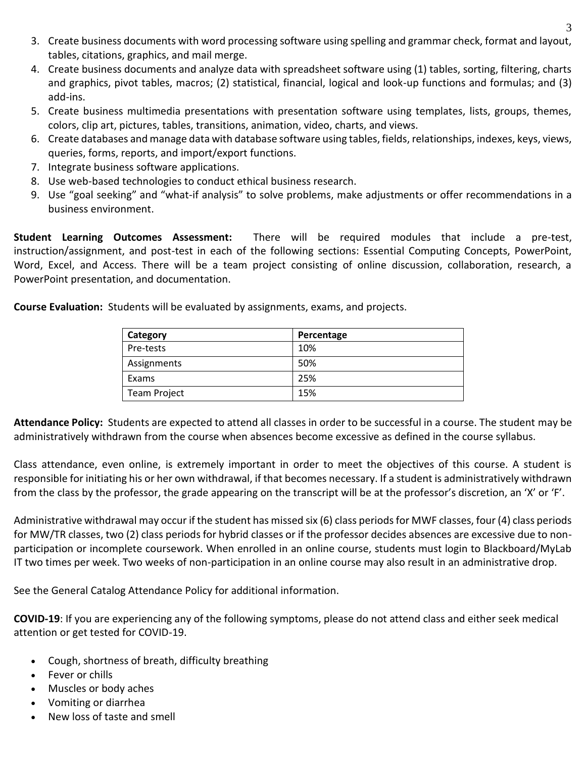3. Create business documents with word processing software using spelling and grammar check, format and layout, tables, citations, graphics, and mail merge.
4. Create business documents and analyze data with spreadsheet software using (1) tables, sorting, filtering, charts and graphics, pivot tables, macros; (2) statistical, financial, logical and look-up functions and formulas; and (3) add-ins.
5. Create business multimedia presentations with presentation software using templates, lists, groups, themes, colors, clip art, pictures, tables, transitions, animation, video, charts, and views.
6. Create databases and manage data with database software using tables, fields, relationships, indexes, keys, views, queries, forms, reports, and import/export functions.
7. Integrate business software applications.
8. Use web-based technologies to conduct ethical business research.
9. Use "goal seeking" and "what-if analysis" to solve problems, make adjustments or offer recommendations in a business environment.

**Student Learning Outcomes Assessment:** There will be required modules that include a pre-test, instruction/assignment, and post-test in each of the following sections: Essential Computing Concepts, PowerPoint, Word, Excel, and Access. There will be a team project consisting of online discussion, collaboration, research, a PowerPoint presentation, and documentation.

**Course Evaluation:** Students will be evaluated by assignments, exams, and projects.

| Category | Percentage |
|---|---|
| Pre-tests | 10% |
| Assignments | 50% |
| Exams | 25% |
| Team Project | 15% |

**Attendance Policy:** Students are expected to attend all classes in order to be successful in a course. The student may be administratively withdrawn from the course when absences become excessive as defined in the course syllabus.

Class attendance, even online, is extremely important in order to meet the objectives of this course. A student is responsible for initiating his or her own withdrawal, if that becomes necessary. If a student is administratively withdrawn from the class by the professor, the grade appearing on the transcript will be at the professor's discretion, an 'X' or 'F'.

Administrative withdrawal may occur if the student has missed six (6) class periods for MWF classes, four (4) class periods for MW/TR classes, two (2) class periods for hybrid classes or if the professor decides absences are excessive due to non-participation or incomplete coursework. When enrolled in an online course, students must login to Blackboard/MyLab IT two times per week. Two weeks of non-participation in an online course may also result in an administrative drop.

See the General Catalog Attendance Policy for additional information.

**COVID-19**: If you are experiencing any of the following symptoms, please do not attend class and either seek medical attention or get tested for COVID-19.

- Cough, shortness of breath, difficulty breathing
- Fever or chills
- Muscles or body aches
- Vomiting or diarrhea
- New loss of taste and smell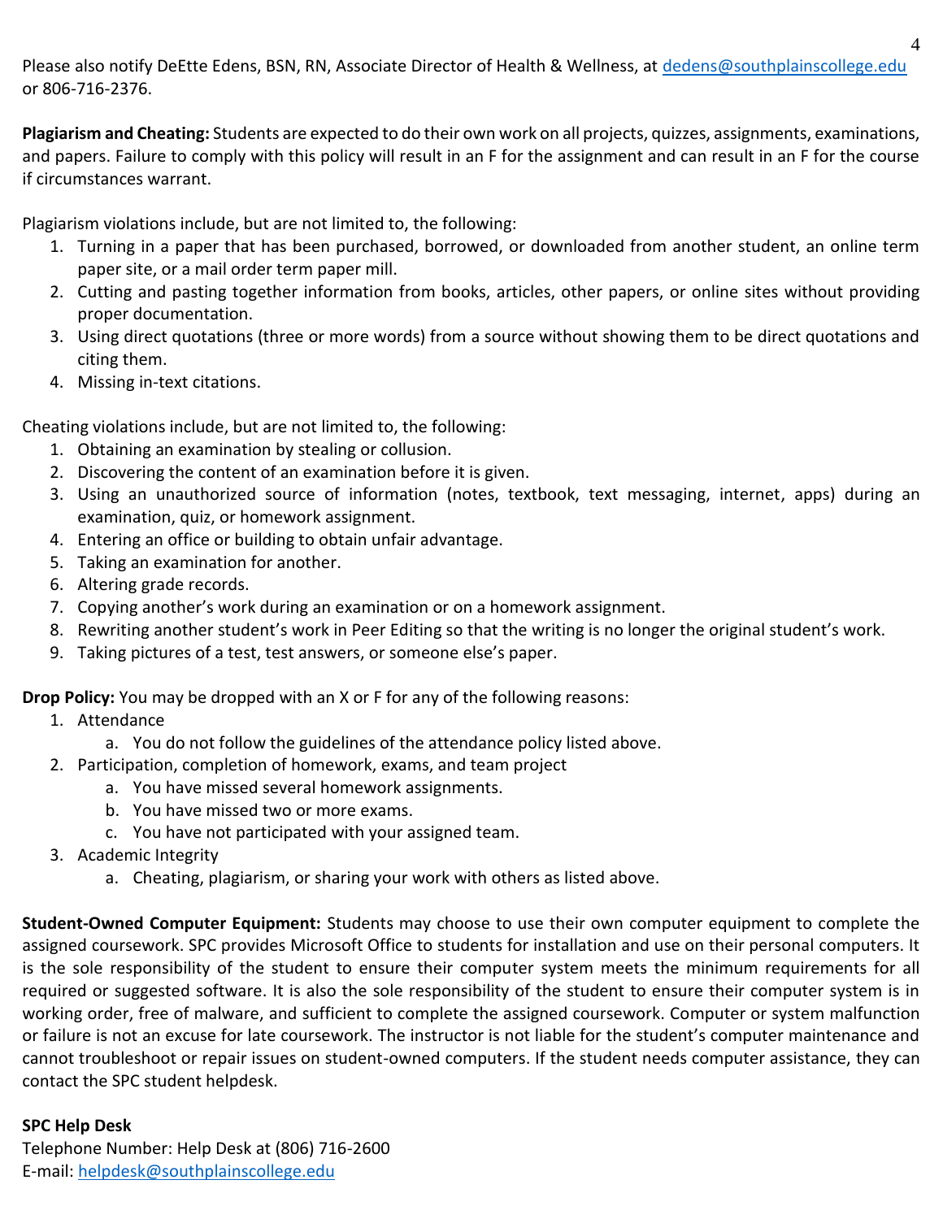Please also notify DeEtte Edens, BSN, RN, Associate Director of Health & Wellness, at dedens@southplainscollege.edu or 806-716-2376.

**Plagiarism and Cheating:** Students are expected to do their own work on all projects, quizzes, assignments, examinations, and papers. Failure to comply with this policy will result in an F for the assignment and can result in an F for the course if circumstances warrant.

Plagiarism violations include, but are not limited to, the following:

1. Turning in a paper that has been purchased, borrowed, or downloaded from another student, an online term paper site, or a mail order term paper mill.
2. Cutting and pasting together information from books, articles, other papers, or online sites without providing proper documentation.
3. Using direct quotations (three or more words) from a source without showing them to be direct quotations and citing them.
4. Missing in-text citations.

Cheating violations include, but are not limited to, the following:

1. Obtaining an examination by stealing or collusion.
2. Discovering the content of an examination before it is given.
3. Using an unauthorized source of information (notes, textbook, text messaging, internet, apps) during an examination, quiz, or homework assignment.
4. Entering an office or building to obtain unfair advantage.
5. Taking an examination for another.
6. Altering grade records.
7. Copying another's work during an examination or on a homework assignment.
8. Rewriting another student's work in Peer Editing so that the writing is no longer the original student's work.
9. Taking pictures of a test, test answers, or someone else's paper.

**Drop Policy:** You may be dropped with an X or F for any of the following reasons:

1. Attendance
   a. You do not follow the guidelines of the attendance policy listed above.
2. Participation, completion of homework, exams, and team project
   a. You have missed several homework assignments.
   b. You have missed two or more exams.
   c. You have not participated with your assigned team.
3. Academic Integrity
   a. Cheating, plagiarism, or sharing your work with others as listed above.

**Student-Owned Computer Equipment:** Students may choose to use their own computer equipment to complete the assigned coursework. SPC provides Microsoft Office to students for installation and use on their personal computers. It is the sole responsibility of the student to ensure their computer system meets the minimum requirements for all required or suggested software. It is also the sole responsibility of the student to ensure their computer system is in working order, free of malware, and sufficient to complete the assigned coursework. Computer or system malfunction or failure is not an excuse for late coursework. The instructor is not liable for the student's computer maintenance and cannot troubleshoot or repair issues on student-owned computers. If the student needs computer assistance, they can contact the SPC student helpdesk.

**SPC Help Desk**
Telephone Number: Help Desk at (806) 716-2600
E-mail: helpdesk@southplainscollege.edu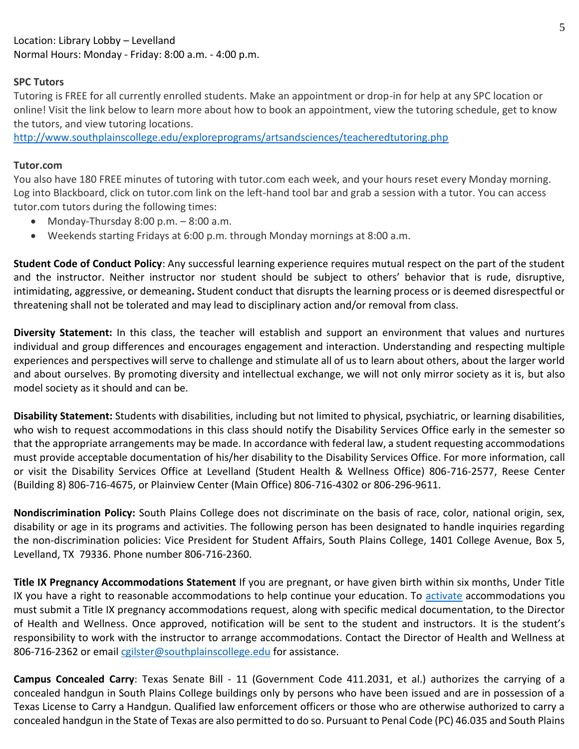Location: Library Lobby – Levelland
Normal Hours: Monday - Friday: 8:00 a.m. - 4:00 p.m.

**SPC Tutors**
Tutoring is FREE for all currently enrolled students. Make an appointment or drop-in for help at any SPC location or online! Visit the link below to learn more about how to book an appointment, view the tutoring schedule, get to know the tutors, and view tutoring locations.
http://www.southplainscollege.edu/exploreprograms/artsandsciences/teacheredtutoring.php

**Tutor.com**
You also have 180 FREE minutes of tutoring with tutor.com each week, and your hours reset every Monday morning. Log into Blackboard, click on tutor.com link on the left-hand tool bar and grab a session with a tutor. You can access tutor.com tutors during the following times:

- Monday-Thursday 8:00 p.m. – 8:00 a.m.
- Weekends starting Fridays at 6:00 p.m. through Monday mornings at 8:00 a.m.

**Student Code of Conduct Policy**: Any successful learning experience requires mutual respect on the part of the student and the instructor. Neither instructor nor student should be subject to others' behavior that is rude, disruptive, intimidating, aggressive, or demeaning**.** Student conduct that disrupts the learning process or is deemed disrespectful or threatening shall not be tolerated and may lead to disciplinary action and/or removal from class.

**Diversity Statement:** In this class, the teacher will establish and support an environment that values and nurtures individual and group differences and encourages engagement and interaction. Understanding and respecting multiple experiences and perspectives will serve to challenge and stimulate all of us to learn about others, about the larger world and about ourselves. By promoting diversity and intellectual exchange, we will not only mirror society as it is, but also model society as it should and can be.

**Disability Statement:** Students with disabilities, including but not limited to physical, psychiatric, or learning disabilities, who wish to request accommodations in this class should notify the Disability Services Office early in the semester so that the appropriate arrangements may be made. In accordance with federal law, a student requesting accommodations must provide acceptable documentation of his/her disability to the Disability Services Office. For more information, call or visit the Disability Services Office at Levelland (Student Health & Wellness Office) 806-716-2577, Reese Center (Building 8) 806-716-4675, or Plainview Center (Main Office) 806-716-4302 or 806-296-9611.

**Nondiscrimination Policy:** South Plains College does not discriminate on the basis of race, color, national origin, sex, disability or age in its programs and activities. The following person has been designated to handle inquiries regarding the non-discrimination policies: Vice President for Student Affairs, South Plains College, 1401 College Avenue, Box 5, Levelland, TX 79336. Phone number 806-716-2360.

**Title IX Pregnancy Accommodations Statement** If you are pregnant, or have given birth within six months, Under Title IX you have a right to reasonable accommodations to help continue your education. To activate accommodations you must submit a Title IX pregnancy accommodations request, along with specific medical documentation, to the Director of Health and Wellness. Once approved, notification will be sent to the student and instructors. It is the student's responsibility to work with the instructor to arrange accommodations. Contact the Director of Health and Wellness at 806-716-2362 or email cgilster@southplainscollege.edu for assistance.

**Campus Concealed Carry**: Texas Senate Bill - 11 (Government Code 411.2031, et al.) authorizes the carrying of a concealed handgun in South Plains College buildings only by persons who have been issued and are in possession of a Texas License to Carry a Handgun. Qualified law enforcement officers or those who are otherwise authorized to carry a concealed handgun in the State of Texas are also permitted to do so. Pursuant to Penal Code (PC) 46.035 and South Plains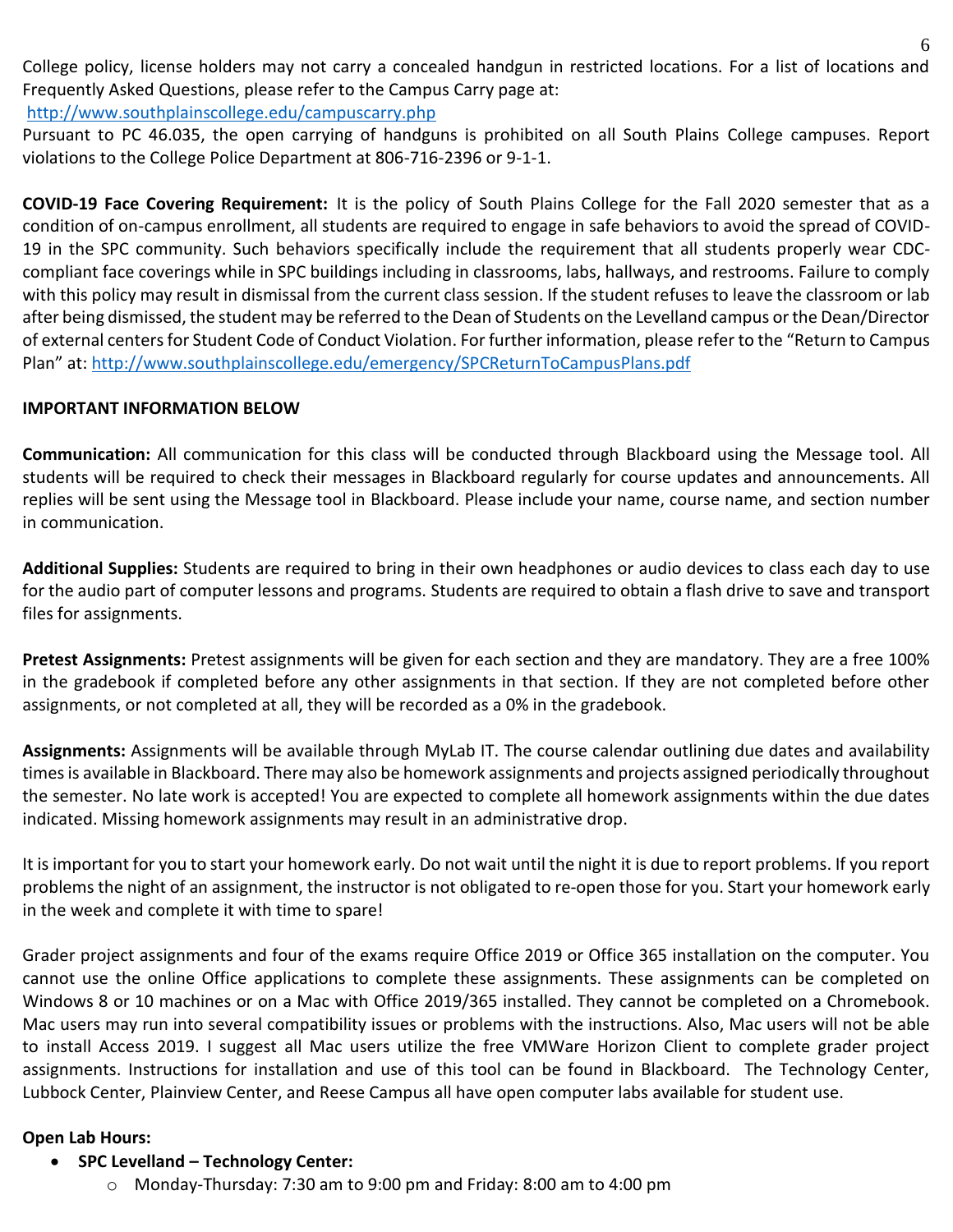College policy, license holders may not carry a concealed handgun in restricted locations. For a list of locations and Frequently Asked Questions, please refer to the Campus Carry page at: http://www.southplainscollege.edu/campuscarry.php

Pursuant to PC 46.035, the open carrying of handguns is prohibited on all South Plains College campuses. Report violations to the College Police Department at 806-716-2396 or 9-1-1.

**COVID-19 Face Covering Requirement:** It is the policy of South Plains College for the Fall 2020 semester that as a condition of on-campus enrollment, all students are required to engage in safe behaviors to avoid the spread of COVID-19 in the SPC community. Such behaviors specifically include the requirement that all students properly wear CDC-compliant face coverings while in SPC buildings including in classrooms, labs, hallways, and restrooms. Failure to comply with this policy may result in dismissal from the current class session. If the student refuses to leave the classroom or lab after being dismissed, the student may be referred to the Dean of Students on the Levelland campus or the Dean/Director of external centers for Student Code of Conduct Violation. For further information, please refer to the "Return to Campus Plan" at: http://www.southplainscollege.edu/emergency/SPCReturnToCampusPlans.pdf

**IMPORTANT INFORMATION BELOW**

**Communication:** All communication for this class will be conducted through Blackboard using the Message tool. All students will be required to check their messages in Blackboard regularly for course updates and announcements. All replies will be sent using the Message tool in Blackboard. Please include your name, course name, and section number in communication.

**Additional Supplies:** Students are required to bring in their own headphones or audio devices to class each day to use for the audio part of computer lessons and programs. Students are required to obtain a flash drive to save and transport files for assignments.

**Pretest Assignments:** Pretest assignments will be given for each section and they are mandatory. They are a free 100% in the gradebook if completed before any other assignments in that section. If they are not completed before other assignments, or not completed at all, they will be recorded as a 0% in the gradebook.

**Assignments:** Assignments will be available through MyLab IT. The course calendar outlining due dates and availability times is available in Blackboard. There may also be homework assignments and projects assigned periodically throughout the semester. No late work is accepted! You are expected to complete all homework assignments within the due dates indicated. Missing homework assignments may result in an administrative drop.

It is important for you to start your homework early. Do not wait until the night it is due to report problems. If you report problems the night of an assignment, the instructor is not obligated to re-open those for you. Start your homework early in the week and complete it with time to spare!

Grader project assignments and four of the exams require Office 2019 or Office 365 installation on the computer. You cannot use the online Office applications to complete these assignments. These assignments can be completed on Windows 8 or 10 machines or on a Mac with Office 2019/365 installed. They cannot be completed on a Chromebook. Mac users may run into several compatibility issues or problems with the instructions. Also, Mac users will not be able to install Access 2019. I suggest all Mac users utilize the free VMWare Horizon Client to complete grader project assignments. Instructions for installation and use of this tool can be found in Blackboard. The Technology Center, Lubbock Center, Plainview Center, and Reese Campus all have open computer labs available for student use.

**Open Lab Hours:**

- **SPC Levelland – Technology Center:**
  - Monday-Thursday: 7:30 am to 9:00 pm and Friday: 8:00 am to 4:00 pm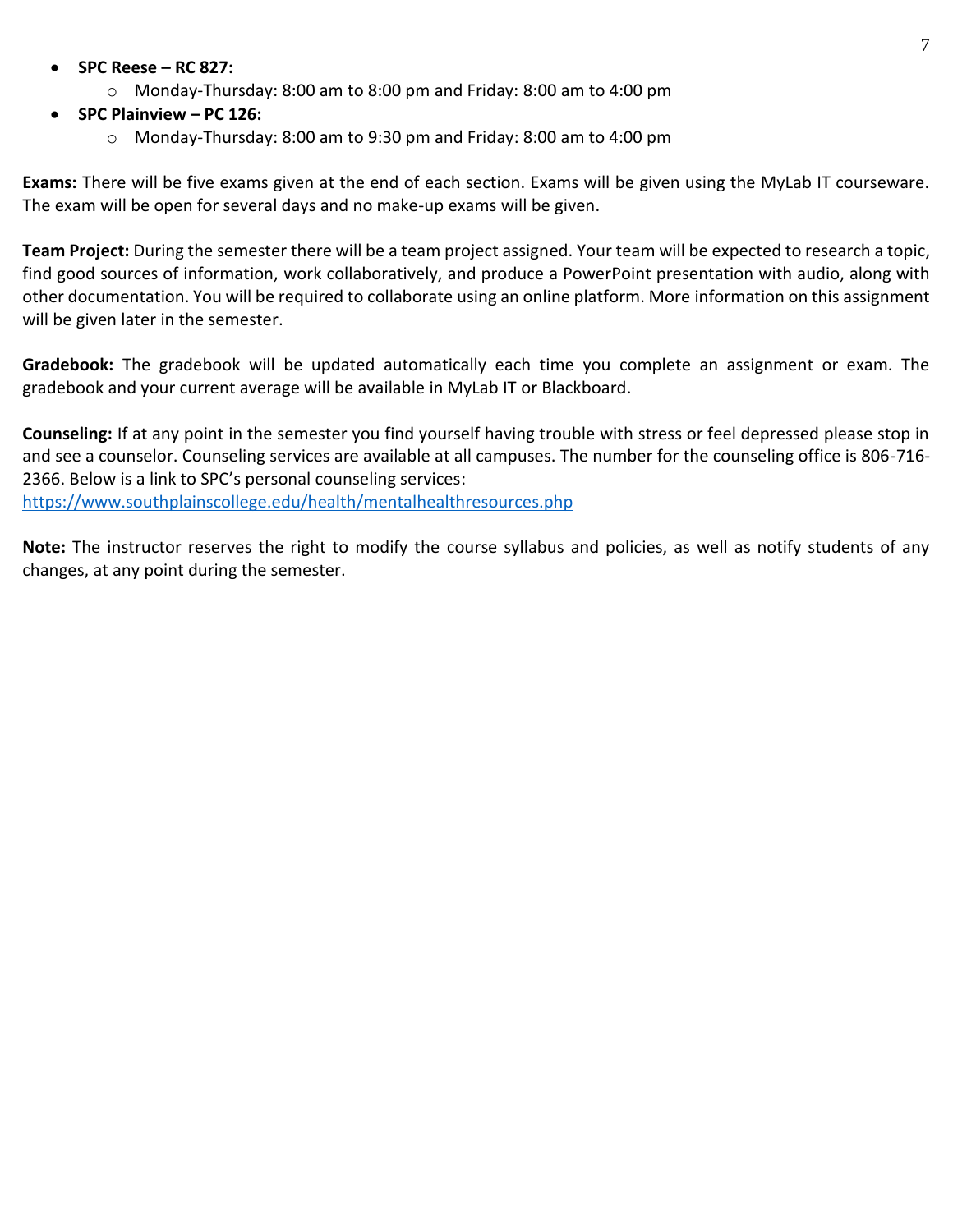- **SPC Reese – RC 827:**
  - Monday-Thursday: 8:00 am to 8:00 pm and Friday: 8:00 am to 4:00 pm
- **SPC Plainview – PC 126:**
  - Monday-Thursday: 8:00 am to 9:30 pm and Friday: 8:00 am to 4:00 pm

**Exams:** There will be five exams given at the end of each section. Exams will be given using the MyLab IT courseware. The exam will be open for several days and no make-up exams will be given.

**Team Project:** During the semester there will be a team project assigned. Your team will be expected to research a topic, find good sources of information, work collaboratively, and produce a PowerPoint presentation with audio, along with other documentation. You will be required to collaborate using an online platform. More information on this assignment will be given later in the semester.

**Gradebook:** The gradebook will be updated automatically each time you complete an assignment or exam. The gradebook and your current average will be available in MyLab IT or Blackboard.

**Counseling:** If at any point in the semester you find yourself having trouble with stress or feel depressed please stop in and see a counselor. Counseling services are available at all campuses. The number for the counseling office is 806-716-2366. Below is a link to SPC's personal counseling services:
https://www.southplainscollege.edu/health/mentalhealthresources.php

**Note:** The instructor reserves the right to modify the course syllabus and policies, as well as notify students of any changes, at any point during the semester.